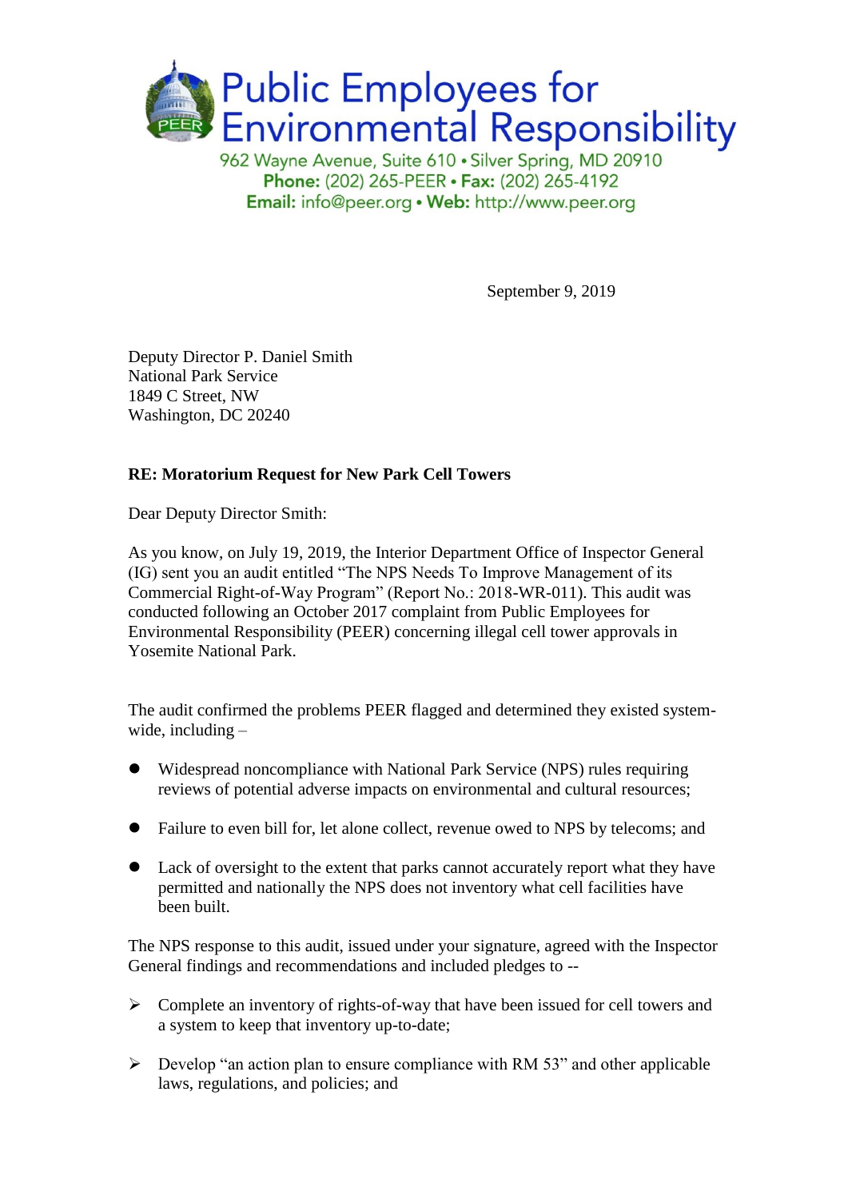# Public Employees for Environmental Responsibility

962 Wayne Avenue, Suite 610 • Silver Spring, MD 20910
**Phone:** (202) 265-PEER • **Fax:** (202) 265-4192
**Email:** info@peer.org • **Web:** http://www.peer.org

September 9, 2019

Deputy Director P. Daniel Smith
National Park Service
1849 C Street, NW
Washington, DC 20240

**RE: Moratorium Request for New Park Cell Towers**

Dear Deputy Director Smith:

As you know, on July 19, 2019, the Interior Department Office of Inspector General (IG) sent you an audit entitled "The NPS Needs To Improve Management of its Commercial Right-of-Way Program" (Report No.: 2018-WR-011). This audit was conducted following an October 2017 complaint from Public Employees for Environmental Responsibility (PEER) concerning illegal cell tower approvals in Yosemite National Park.

The audit confirmed the problems PEER flagged and determined they existed system-wide, including –

- Widespread noncompliance with National Park Service (NPS) rules requiring reviews of potential adverse impacts on environmental and cultural resources;
- Failure to even bill for, let alone collect, revenue owed to NPS by telecoms; and
- Lack of oversight to the extent that parks cannot accurately report what they have permitted and nationally the NPS does not inventory what cell facilities have been built.

The NPS response to this audit, issued under your signature, agreed with the Inspector General findings and recommendations and included pledges to --

- Complete an inventory of rights-of-way that have been issued for cell towers and a system to keep that inventory up-to-date;
- Develop "an action plan to ensure compliance with RM 53" and other applicable laws, regulations, and policies; and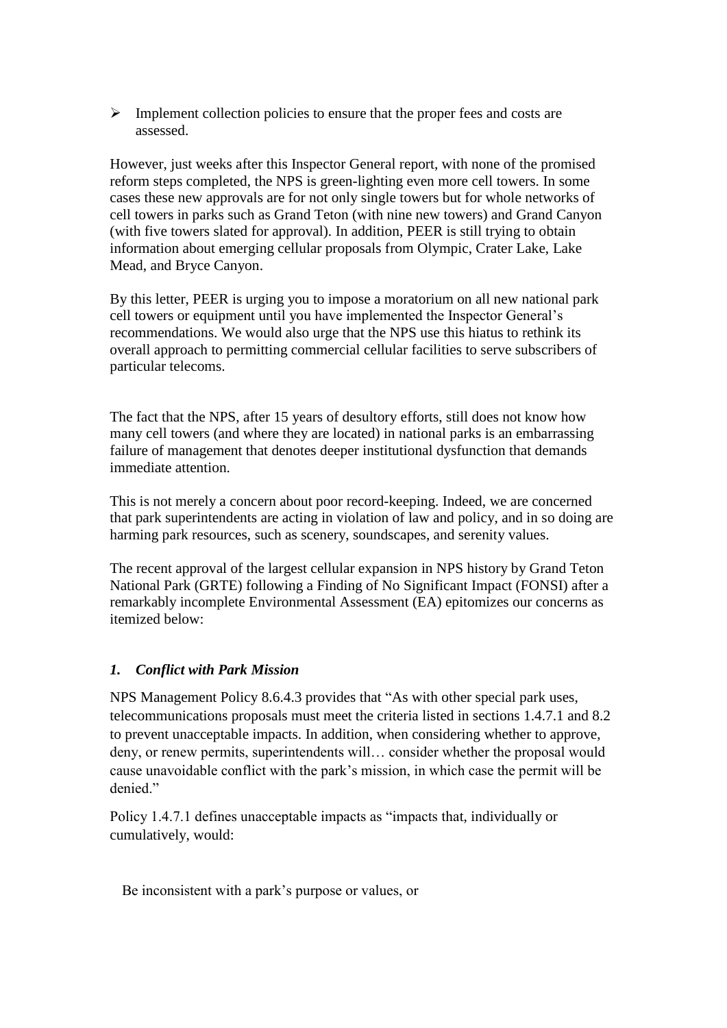- Implement collection policies to ensure that the proper fees and costs are assessed.

However, just weeks after this Inspector General report, with none of the promised reform steps completed, the NPS is green-lighting even more cell towers. In some cases these new approvals are for not only single towers but for whole networks of cell towers in parks such as Grand Teton (with nine new towers) and Grand Canyon (with five towers slated for approval). In addition, PEER is still trying to obtain information about emerging cellular proposals from Olympic, Crater Lake, Lake Mead, and Bryce Canyon.

By this letter, PEER is urging you to impose a moratorium on all new national park cell towers or equipment until you have implemented the Inspector General's recommendations. We would also urge that the NPS use this hiatus to rethink its overall approach to permitting commercial cellular facilities to serve subscribers of particular telecoms.

The fact that the NPS, after 15 years of desultory efforts, still does not know how many cell towers (and where they are located) in national parks is an embarrassing failure of management that denotes deeper institutional dysfunction that demands immediate attention.

This is not merely a concern about poor record-keeping. Indeed, we are concerned that park superintendents are acting in violation of law and policy, and in so doing are harming park resources, such as scenery, soundscapes, and serenity values.

The recent approval of the largest cellular expansion in NPS history by Grand Teton National Park (GRTE) following a Finding of No Significant Impact (FONSI) after a remarkably incomplete Environmental Assessment (EA) epitomizes our concerns as itemized below:

### *1. Conflict with Park Mission*

NPS Management Policy 8.6.4.3 provides that "As with other special park uses, telecommunications proposals must meet the criteria listed in sections 1.4.7.1 and 8.2 to prevent unacceptable impacts. In addition, when considering whether to approve, deny, or renew permits, superintendents will… consider whether the proposal would cause unavoidable conflict with the park's mission, in which case the permit will be denied."

Policy 1.4.7.1 defines unacceptable impacts as "impacts that, individually or cumulatively, would:

Be inconsistent with a park's purpose or values, or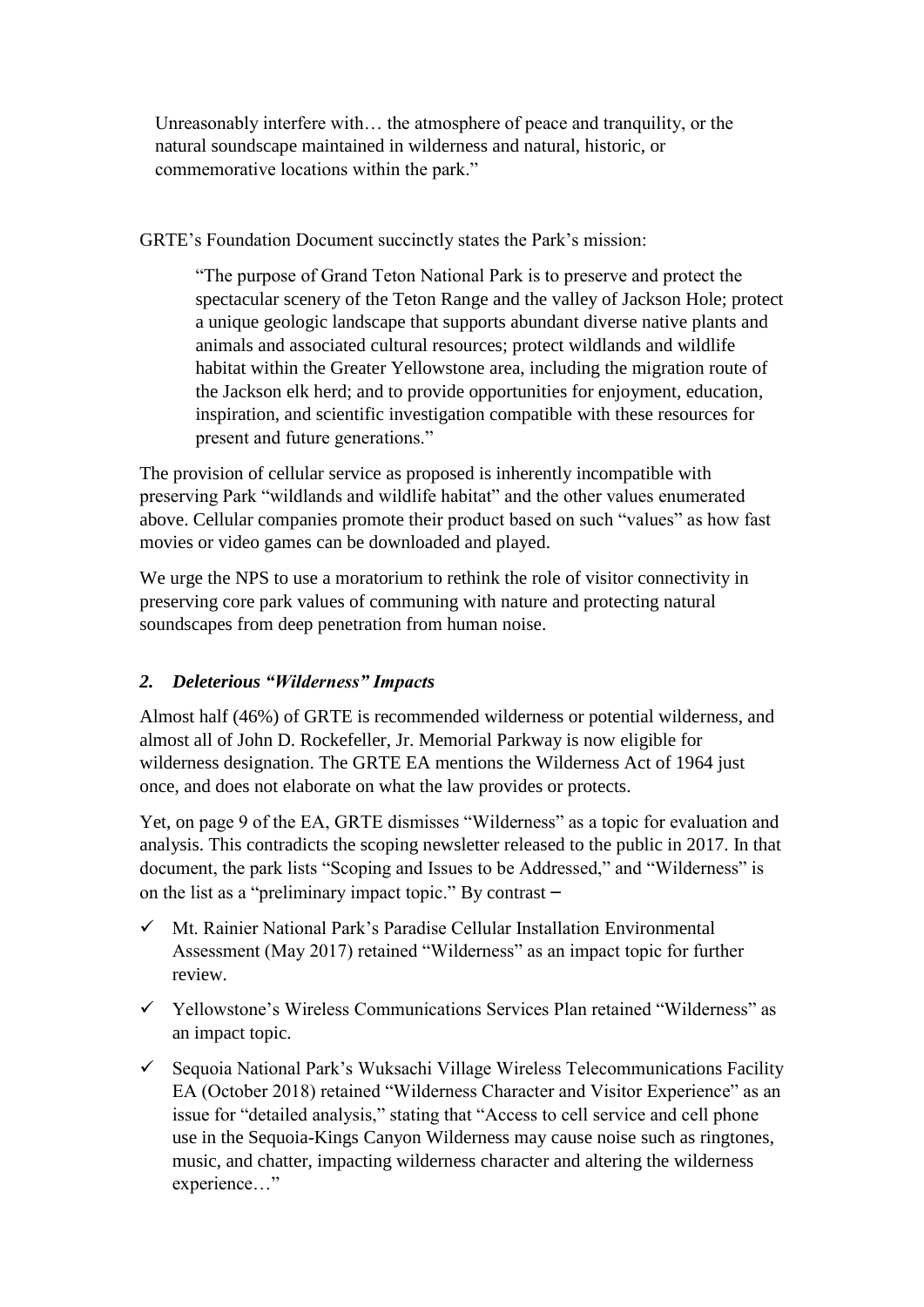> Unreasonably interfere with… the atmosphere of peace and tranquility, or the natural soundscape maintained in wilderness and natural, historic, or commemorative locations within the park."

GRTE's Foundation Document succinctly states the Park's mission:

> "The purpose of Grand Teton National Park is to preserve and protect the spectacular scenery of the Teton Range and the valley of Jackson Hole; protect a unique geologic landscape that supports abundant diverse native plants and animals and associated cultural resources; protect wildlands and wildlife habitat within the Greater Yellowstone area, including the migration route of the Jackson elk herd; and to provide opportunities for enjoyment, education, inspiration, and scientific investigation compatible with these resources for present and future generations."

The provision of cellular service as proposed is inherently incompatible with preserving Park "wildlands and wildlife habitat" and the other values enumerated above. Cellular companies promote their product based on such "values" as how fast movies or video games can be downloaded and played.

We urge the NPS to use a moratorium to rethink the role of visitor connectivity in preserving core park values of communing with nature and protecting natural soundscapes from deep penetration from human noise.

### *2. Deleterious "Wilderness" Impacts*

Almost half (46%) of GRTE is recommended wilderness or potential wilderness, and almost all of John D. Rockefeller, Jr. Memorial Parkway is now eligible for wilderness designation. The GRTE EA mentions the Wilderness Act of 1964 just once, and does not elaborate on what the law provides or protects.

Yet, on page 9 of the EA, GRTE dismisses "Wilderness" as a topic for evaluation and analysis. This contradicts the scoping newsletter released to the public in 2017. In that document, the park lists "Scoping and Issues to be Addressed," and "Wilderness" is on the list as a "preliminary impact topic." By contrast –

- ✓ Mt. Rainier National Park's Paradise Cellular Installation Environmental Assessment (May 2017) retained "Wilderness" as an impact topic for further review.
- ✓ Yellowstone's Wireless Communications Services Plan retained "Wilderness" as an impact topic.
- ✓ Sequoia National Park's Wuksachi Village Wireless Telecommunications Facility EA (October 2018) retained "Wilderness Character and Visitor Experience" as an issue for "detailed analysis," stating that "Access to cell service and cell phone use in the Sequoia-Kings Canyon Wilderness may cause noise such as ringtones, music, and chatter, impacting wilderness character and altering the wilderness experience…"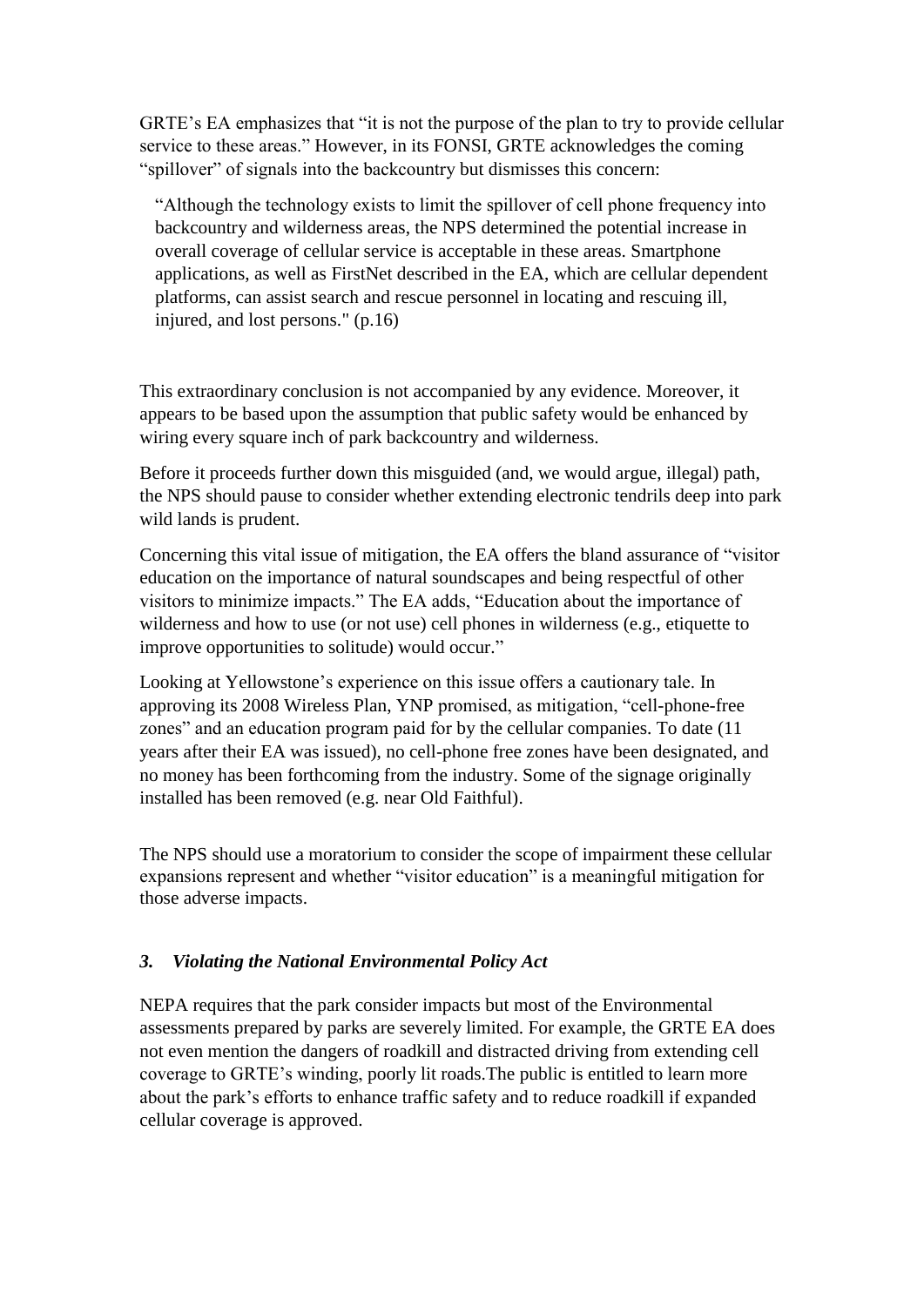GRTE's EA emphasizes that "it is not the purpose of the plan to try to provide cellular service to these areas." However, in its FONSI, GRTE acknowledges the coming "spillover" of signals into the backcountry but dismisses this concern:

> "Although the technology exists to limit the spillover of cell phone frequency into backcountry and wilderness areas, the NPS determined the potential increase in overall coverage of cellular service is acceptable in these areas. Smartphone applications, as well as FirstNet described in the EA, which are cellular dependent platforms, can assist search and rescue personnel in locating and rescuing ill, injured, and lost persons." (p.16)

This extraordinary conclusion is not accompanied by any evidence. Moreover, it appears to be based upon the assumption that public safety would be enhanced by wiring every square inch of park backcountry and wilderness.

Before it proceeds further down this misguided (and, we would argue, illegal) path, the NPS should pause to consider whether extending electronic tendrils deep into park wild lands is prudent.

Concerning this vital issue of mitigation, the EA offers the bland assurance of "visitor education on the importance of natural soundscapes and being respectful of other visitors to minimize impacts." The EA adds, "Education about the importance of wilderness and how to use (or not use) cell phones in wilderness (e.g., etiquette to improve opportunities to solitude) would occur."

Looking at Yellowstone's experience on this issue offers a cautionary tale. In approving its 2008 Wireless Plan, YNP promised, as mitigation, "cell-phone-free zones" and an education program paid for by the cellular companies. To date (11 years after their EA was issued), no cell-phone free zones have been designated, and no money has been forthcoming from the industry. Some of the signage originally installed has been removed (e.g. near Old Faithful).

The NPS should use a moratorium to consider the scope of impairment these cellular expansions represent and whether "visitor education" is a meaningful mitigation for those adverse impacts.

### *3. Violating the National Environmental Policy Act*

NEPA requires that the park consider impacts but most of the Environmental assessments prepared by parks are severely limited. For example, the GRTE EA does not even mention the dangers of roadkill and distracted driving from extending cell coverage to GRTE's winding, poorly lit roads.The public is entitled to learn more about the park's efforts to enhance traffic safety and to reduce roadkill if expanded cellular coverage is approved.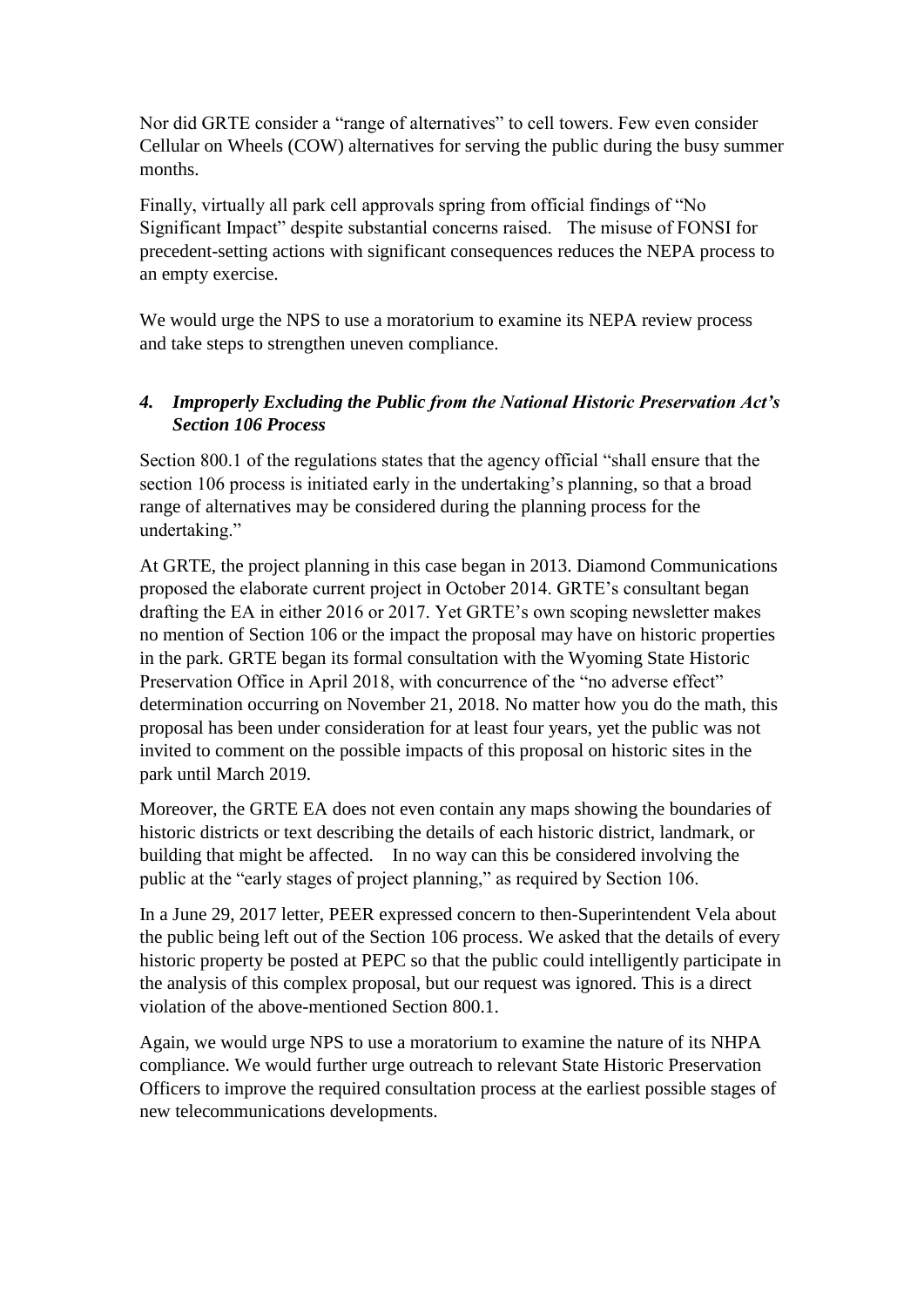Nor did GRTE consider a "range of alternatives" to cell towers. Few even consider Cellular on Wheels (COW) alternatives for serving the public during the busy summer months.

Finally, virtually all park cell approvals spring from official findings of "No Significant Impact" despite substantial concerns raised. The misuse of FONSI for precedent-setting actions with significant consequences reduces the NEPA process to an empty exercise.

We would urge the NPS to use a moratorium to examine its NEPA review process and take steps to strengthen uneven compliance.

### *4. Improperly Excluding the Public from the National Historic Preservation Act's Section 106 Process*

Section 800.1 of the regulations states that the agency official "shall ensure that the section 106 process is initiated early in the undertaking's planning, so that a broad range of alternatives may be considered during the planning process for the undertaking."

At GRTE, the project planning in this case began in 2013. Diamond Communications proposed the elaborate current project in October 2014. GRTE's consultant began drafting the EA in either 2016 or 2017. Yet GRTE's own scoping newsletter makes no mention of Section 106 or the impact the proposal may have on historic properties in the park. GRTE began its formal consultation with the Wyoming State Historic Preservation Office in April 2018, with concurrence of the "no adverse effect" determination occurring on November 21, 2018. No matter how you do the math, this proposal has been under consideration for at least four years, yet the public was not invited to comment on the possible impacts of this proposal on historic sites in the park until March 2019.

Moreover, the GRTE EA does not even contain any maps showing the boundaries of historic districts or text describing the details of each historic district, landmark, or building that might be affected. In no way can this be considered involving the public at the "early stages of project planning," as required by Section 106.

In a June 29, 2017 letter, PEER expressed concern to then-Superintendent Vela about the public being left out of the Section 106 process. We asked that the details of every historic property be posted at PEPC so that the public could intelligently participate in the analysis of this complex proposal, but our request was ignored. This is a direct violation of the above-mentioned Section 800.1.

Again, we would urge NPS to use a moratorium to examine the nature of its NHPA compliance. We would further urge outreach to relevant State Historic Preservation Officers to improve the required consultation process at the earliest possible stages of new telecommunications developments.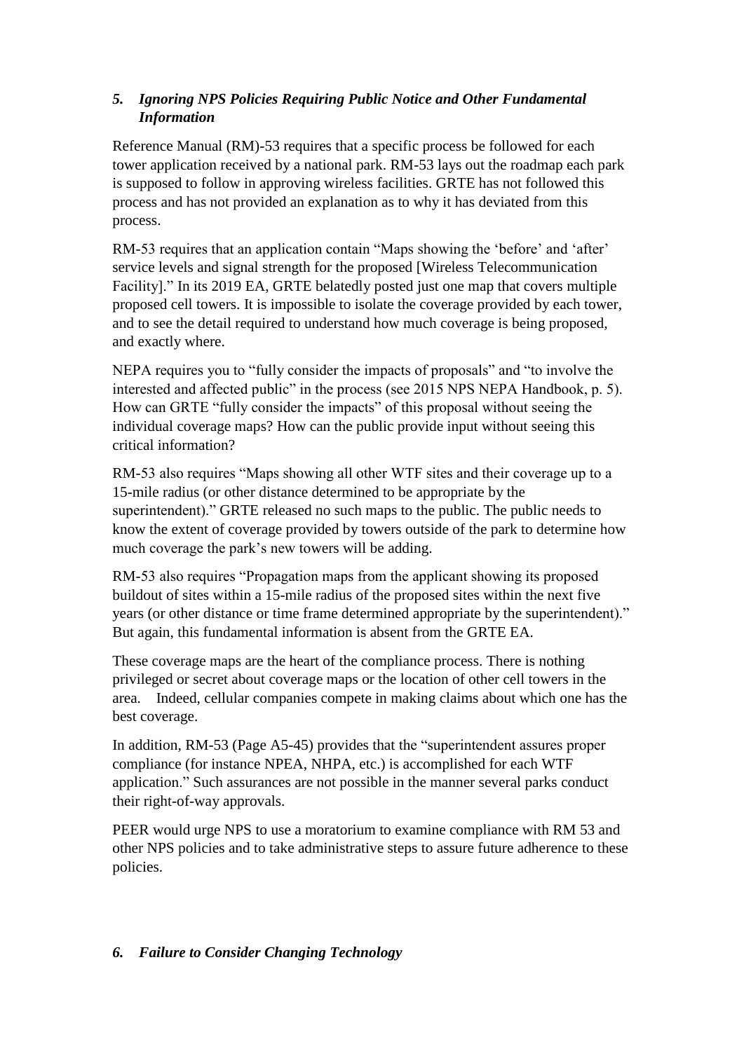### *5. Ignoring NPS Policies Requiring Public Notice and Other Fundamental Information*

Reference Manual (RM)-53 requires that a specific process be followed for each tower application received by a national park. RM-53 lays out the roadmap each park is supposed to follow in approving wireless facilities. GRTE has not followed this process and has not provided an explanation as to why it has deviated from this process.

RM-53 requires that an application contain "Maps showing the 'before' and 'after' service levels and signal strength for the proposed [Wireless Telecommunication Facility]." In its 2019 EA, GRTE belatedly posted just one map that covers multiple proposed cell towers. It is impossible to isolate the coverage provided by each tower, and to see the detail required to understand how much coverage is being proposed, and exactly where.

NEPA requires you to "fully consider the impacts of proposals" and "to involve the interested and affected public" in the process (see 2015 NPS NEPA Handbook, p. 5). How can GRTE "fully consider the impacts" of this proposal without seeing the individual coverage maps? How can the public provide input without seeing this critical information?

RM-53 also requires "Maps showing all other WTF sites and their coverage up to a 15-mile radius (or other distance determined to be appropriate by the superintendent)." GRTE released no such maps to the public. The public needs to know the extent of coverage provided by towers outside of the park to determine how much coverage the park's new towers will be adding.

RM-53 also requires "Propagation maps from the applicant showing its proposed buildout of sites within a 15-mile radius of the proposed sites within the next five years (or other distance or time frame determined appropriate by the superintendent)." But again, this fundamental information is absent from the GRTE EA.

These coverage maps are the heart of the compliance process. There is nothing privileged or secret about coverage maps or the location of other cell towers in the area. Indeed, cellular companies compete in making claims about which one has the best coverage.

In addition, RM-53 (Page A5-45) provides that the "superintendent assures proper compliance (for instance NPEA, NHPA, etc.) is accomplished for each WTF application." Such assurances are not possible in the manner several parks conduct their right-of-way approvals.

PEER would urge NPS to use a moratorium to examine compliance with RM 53 and other NPS policies and to take administrative steps to assure future adherence to these policies.

### *6. Failure to Consider Changing Technology*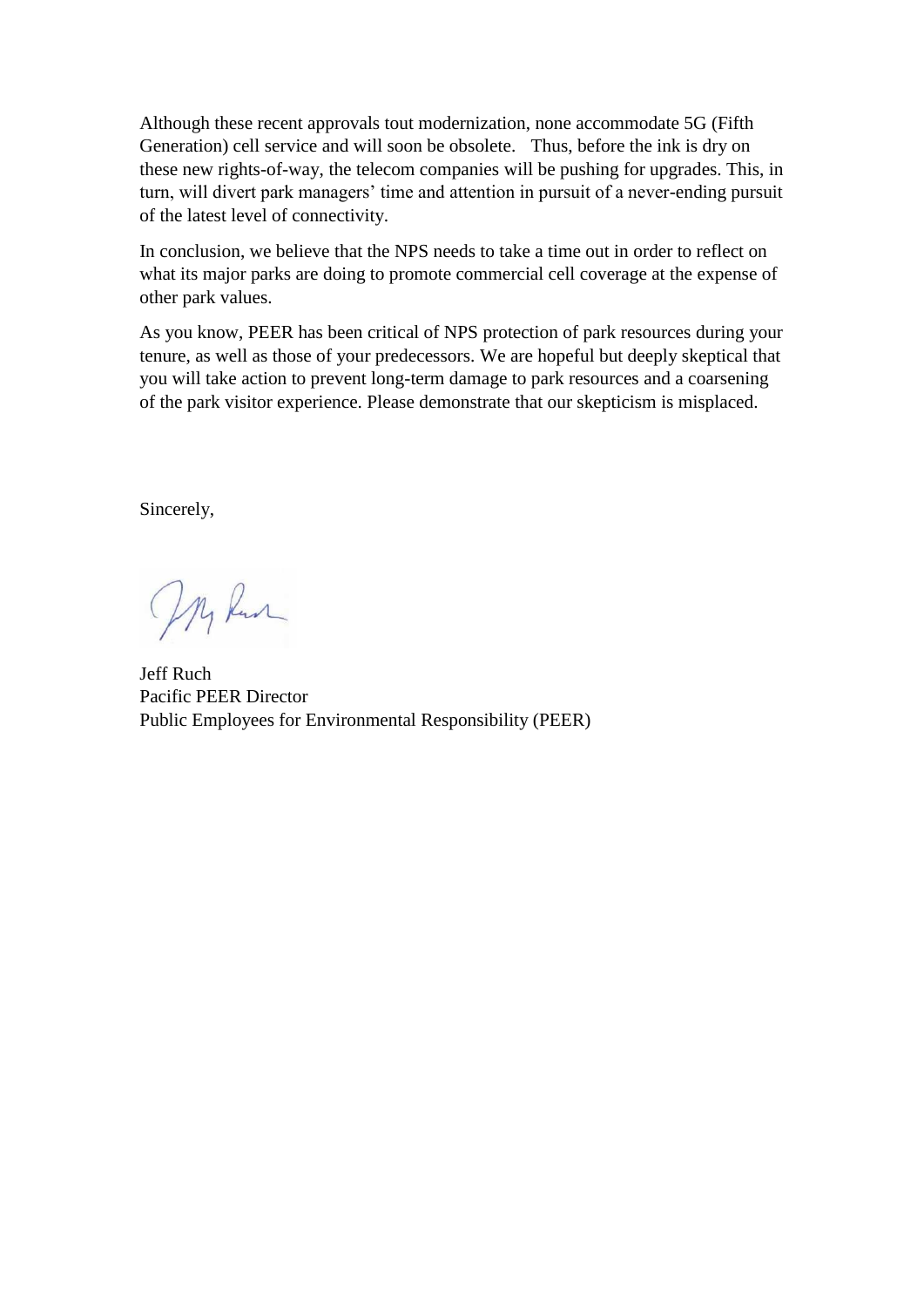Although these recent approvals tout modernization, none accommodate 5G (Fifth Generation) cell service and will soon be obsolete. Thus, before the ink is dry on these new rights-of-way, the telecom companies will be pushing for upgrades. This, in turn, will divert park managers' time and attention in pursuit of a never-ending pursuit of the latest level of connectivity.

In conclusion, we believe that the NPS needs to take a time out in order to reflect on what its major parks are doing to promote commercial cell coverage at the expense of other park values.

As you know, PEER has been critical of NPS protection of park resources during your tenure, as well as those of your predecessors. We are hopeful but deeply skeptical that you will take action to prevent long-term damage to park resources and a coarsening of the park visitor experience. Please demonstrate that our skepticism is misplaced.

Sincerely,

Jeff Ruch
Pacific PEER Director
Public Employees for Environmental Responsibility (PEER)